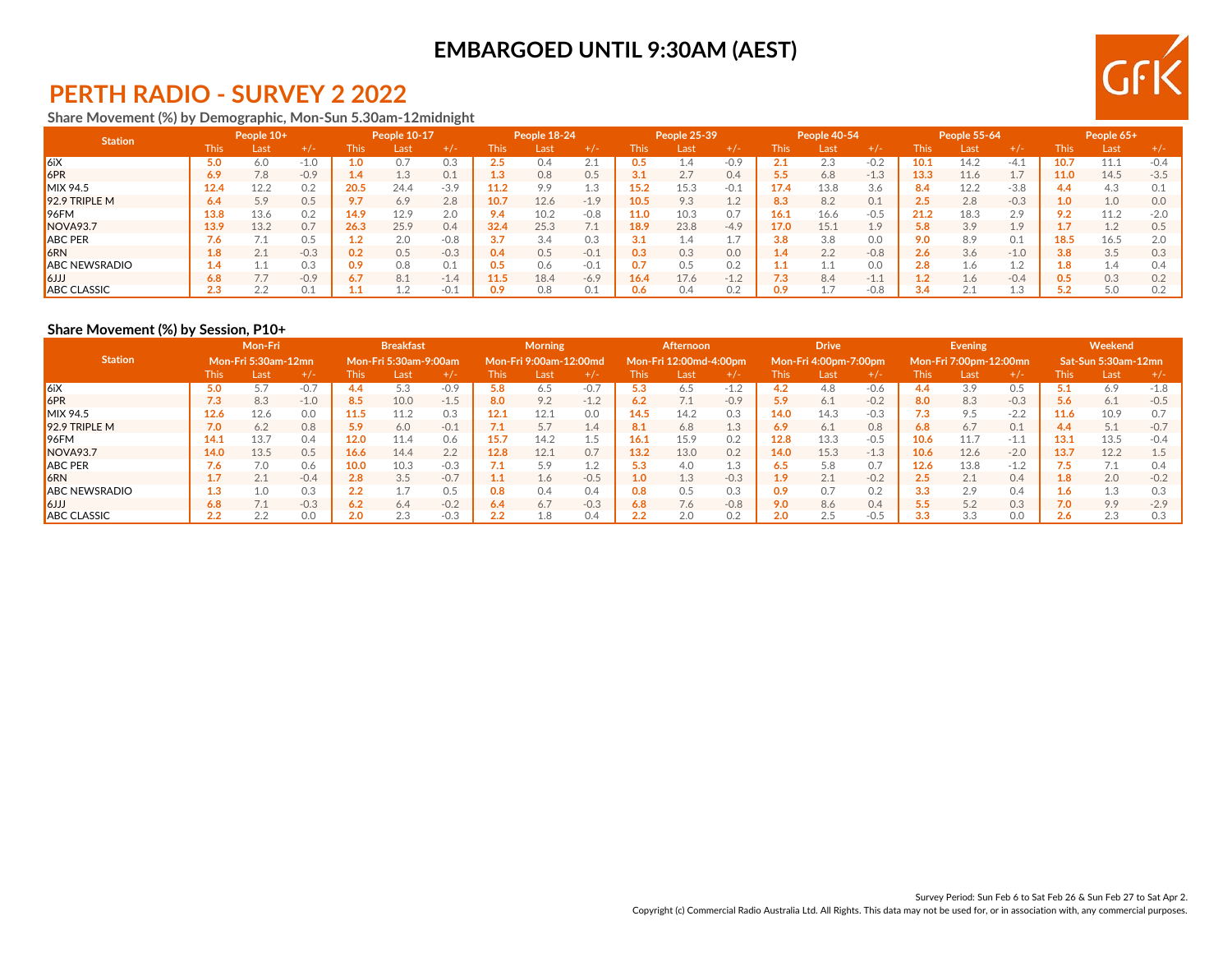EMBARGOED UNTIL 9:30AM (AEST)

# PERTH RADIO - SURVEY 2 2022

### Share Movement (%) by Demographic, Mon-Sun 5.30am-12midnight

| Station | People 10+ | | | People 10-17 | | | People 18-24 | | | People 25-39 | | | People 40-54 | | | People 55-64 | | | People 65+ | | |
|---|---|---|---|---|---|---|---|---|---|---|---|---|---|---|---|---|---|---|---|---|---|
| | This | Last | +/- | This | Last | +/- | This | Last | +/- | This | Last | +/- | This | Last | +/- | This | Last | +/- | This | Last | +/- |
| 6iX | **5.0** | 6.0 | -1.0 | **1.0** | 0.7 | 0.3 | **2.5** | 0.4 | 2.1 | **0.5** | 1.4 | -0.9 | **2.1** | 2.3 | -0.2 | **10.1** | 14.2 | -4.1 | **10.7** | 11.1 | -0.4 |
| 6PR | **6.9** | 7.8 | -0.9 | **1.4** | 1.3 | 0.1 | **1.3** | 0.8 | 0.5 | **3.1** | 2.7 | 0.4 | **5.5** | 6.8 | -1.3 | **13.3** | 11.6 | 1.7 | **11.0** | 14.5 | -3.5 |
| MIX 94.5 | **12.4** | 12.2 | 0.2 | **20.5** | 24.4 | -3.9 | **11.2** | 9.9 | 1.3 | **15.2** | 15.3 | -0.1 | **17.4** | 13.8 | 3.6 | **8.4** | 12.2 | -3.8 | **4.4** | 4.3 | 0.1 |
| 92.9 TRIPLE M | **6.4** | 5.9 | 0.5 | **9.7** | 6.9 | 2.8 | **10.7** | 12.6 | -1.9 | **10.5** | 9.3 | 1.2 | **8.3** | 8.2 | 0.1 | **2.5** | 2.8 | -0.3 | **1.0** | 1.0 | 0.0 |
| 96FM | **13.8** | 13.6 | 0.2 | **14.9** | 12.9 | 2.0 | **9.4** | 10.2 | -0.8 | **11.0** | 10.3 | 0.7 | **16.1** | 16.6 | -0.5 | **21.2** | 18.3 | 2.9 | **9.2** | 11.2 | -2.0 |
| NOVA93.7 | **13.9** | 13.2 | 0.7 | **26.3** | 25.9 | 0.4 | **32.4** | 25.3 | 7.1 | **18.9** | 23.8 | -4.9 | **17.0** | 15.1 | 1.9 | **5.8** | 3.9 | 1.9 | **1.7** | 1.2 | 0.5 |
| ABC PER | **7.6** | 7.1 | 0.5 | **1.2** | 2.0 | -0.8 | **3.7** | 3.4 | 0.3 | **3.1** | 1.4 | 1.7 | **3.8** | 3.8 | 0.0 | **9.0** | 8.9 | 0.1 | **18.5** | 16.5 | 2.0 |
| 6RN | **1.8** | 2.1 | -0.3 | **0.2** | 0.5 | -0.3 | **0.4** | 0.5 | -0.1 | **0.3** | 0.3 | 0.0 | **1.4** | 2.2 | -0.8 | **2.6** | 3.6 | -1.0 | **3.8** | 3.5 | 0.3 |
| ABC NEWSRADIO | **1.4** | 1.1 | 0.3 | **0.9** | 0.8 | 0.1 | **0.5** | 0.6 | -0.1 | **0.7** | 0.5 | 0.2 | **1.1** | 1.1 | 0.0 | **2.8** | 1.6 | 1.2 | **1.8** | 1.4 | 0.4 |
| 6JJJ | **6.8** | 7.7 | -0.9 | **6.7** | 8.1 | -1.4 | **11.5** | 18.4 | -6.9 | **16.4** | 17.6 | -1.2 | **7.3** | 8.4 | -1.1 | **1.2** | 1.6 | -0.4 | **0.5** | 0.3 | 0.2 |
| ABC CLASSIC | **2.3** | 2.2 | 0.1 | **1.1** | 1.2 | -0.1 | **0.9** | 0.8 | 0.1 | **0.6** | 0.4 | 0.2 | **0.9** | 1.7 | -0.8 | **3.4** | 2.1 | 1.3 | **5.2** | 5.0 | 0.2 |

### Share Movement (%) by Session, P10+

| Station | Mon-Fri Mon-Fri 5:30am-12mn | | | Breakfast Mon-Fri 5:30am-9:00am | | | Morning Mon-Fri 9:00am-12:00md | | | Afternoon Mon-Fri 12:00md-4:00pm | | | Drive Mon-Fri 4:00pm-7:00pm | | | Evening Mon-Fri 7:00pm-12:00mn | | | Weekend Sat-Sun 5:30am-12mn | | |
|---|---|---|---|---|---|---|---|---|---|---|---|---|---|---|---|---|---|---|---|---|---|
| | This | Last | +/- | This | Last | +/- | This | Last | +/- | This | Last | +/- | This | Last | +/- | This | Last | +/- | This | Last | +/- |
| 6iX | **5.0** | 5.7 | -0.7 | **4.4** | 5.3 | -0.9 | **5.8** | 6.5 | -0.7 | **5.3** | 6.5 | -1.2 | **4.2** | 4.8 | -0.6 | **4.4** | 3.9 | 0.5 | **5.1** | 6.9 | -1.8 |
| 6PR | **7.3** | 8.3 | -1.0 | **8.5** | 10.0 | -1.5 | **8.0** | 9.2 | -1.2 | **6.2** | 7.1 | -0.9 | **5.9** | 6.1 | -0.2 | **8.0** | 8.3 | -0.3 | **5.6** | 6.1 | -0.5 |
| MIX 94.5 | **12.6** | 12.6 | 0.0 | **11.5** | 11.2 | 0.3 | **12.1** | 12.1 | 0.0 | **14.5** | 14.2 | 0.3 | **14.0** | 14.3 | -0.3 | **7.3** | 9.5 | -2.2 | **11.6** | 10.9 | 0.7 |
| 92.9 TRIPLE M | **7.0** | 6.2 | 0.8 | **5.9** | 6.0 | -0.1 | **7.1** | 5.7 | 1.4 | **8.1** | 6.8 | 1.3 | **6.9** | 6.1 | 0.8 | **6.8** | 6.7 | 0.1 | **4.4** | 5.1 | -0.7 |
| 96FM | **14.1** | 13.7 | 0.4 | **12.0** | 11.4 | 0.6 | **15.7** | 14.2 | 1.5 | **16.1** | 15.9 | 0.2 | **12.8** | 13.3 | -0.5 | **10.6** | 11.7 | -1.1 | **13.1** | 13.5 | -0.4 |
| NOVA93.7 | **14.0** | 13.5 | 0.5 | **16.6** | 14.4 | 2.2 | **12.8** | 12.1 | 0.7 | **13.2** | 13.0 | 0.2 | **14.0** | 15.3 | -1.3 | **10.6** | 12.6 | -2.0 | **13.7** | 12.2 | 1.5 |
| ABC PER | **7.6** | 7.0 | 0.6 | **10.0** | 10.3 | -0.3 | **7.1** | 5.9 | 1.2 | **5.3** | 4.0 | 1.3 | **6.5** | 5.8 | 0.7 | **12.6** | 13.8 | -1.2 | **7.5** | 7.1 | 0.4 |
| 6RN | **1.7** | 2.1 | -0.4 | **2.8** | 3.5 | -0.7 | **1.1** | 1.6 | -0.5 | **1.0** | 1.3 | -0.3 | **1.9** | 2.1 | -0.2 | **2.5** | 2.1 | 0.4 | **1.8** | 2.0 | -0.2 |
| ABC NEWSRADIO | **1.3** | 1.0 | 0.3 | **2.2** | 1.7 | 0.5 | **0.8** | 0.4 | 0.4 | **0.8** | 0.5 | 0.3 | **0.9** | 0.7 | 0.2 | **3.3** | 2.9 | 0.4 | **1.6** | 1.3 | 0.3 |
| 6JJJ | **6.8** | 7.1 | -0.3 | **6.2** | 6.4 | -0.2 | **6.4** | 6.7 | -0.3 | **6.8** | 7.6 | -0.8 | **9.0** | 8.6 | 0.4 | **5.5** | 5.2 | 0.3 | **7.0** | 9.9 | -2.9 |
| ABC CLASSIC | **2.2** | 2.2 | 0.0 | **2.0** | 2.3 | -0.3 | **2.2** | 1.8 | 0.4 | **2.2** | 2.0 | 0.2 | **2.0** | 2.5 | -0.5 | **3.3** | 3.3 | 0.0 | **2.6** | 2.3 | 0.3 |

Survey Period: Sun Feb 6 to Sat Feb 26 & Sun Feb 27 to Sat Apr 2.

Copyright (c) Commercial Radio Australia Ltd. All Rights. This data may not be used for, or in association with, any commercial purposes.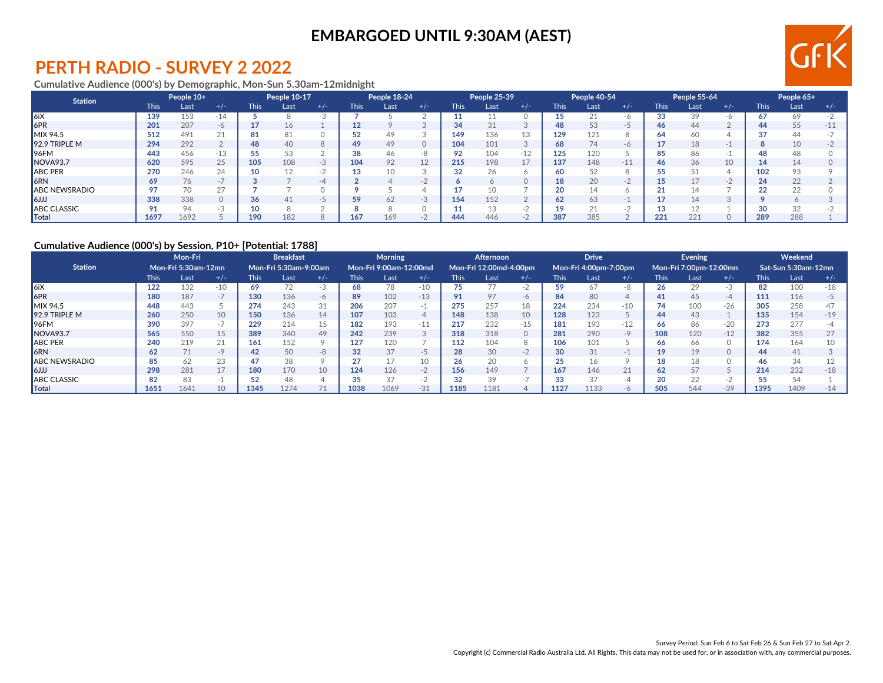**EMBARGOED UNTIL 9:30AM (AEST)**

# PERTH RADIO - SURVEY 2 2022

### Cumulative Audience (000's) by Demographic, Mon-Sun 5.30am-12midnight

| Station | People 10+ | | | People 10-17 | | | People 18-24 | | | People 25-39 | | | People 40-54 | | | People 55-64 | | | People 65+ | | |
|---|---|---|---|---|---|---|---|---|---|---|---|---|---|---|---|---|---|---|---|---|---|
| | This | Last | +/- | This | Last | +/- | This | Last | +/- | This | Last | +/- | This | Last | +/- | This | Last | +/- | This | Last | +/- |
| 6iX | 139 | 153 | -14 | 5 | 8 | -3 | 7 | 5 | 2 | 11 | 11 | 0 | 15 | 21 | -6 | 33 | 39 | -6 | 67 | 69 | -2 |
| 6PR | 201 | 207 | -6 | 17 | 16 | 1 | 12 | 9 | 3 | 34 | 31 | 3 | 48 | 53 | -5 | 46 | 44 | 2 | 44 | 55 | -11 |
| MIX 94.5 | 512 | 491 | 21 | 81 | 81 | 0 | 52 | 49 | 3 | 149 | 136 | 13 | 129 | 121 | 8 | 64 | 60 | 4 | 37 | 44 | -7 |
| 92.9 TRIPLE M | 294 | 292 | 2 | 48 | 40 | 8 | 49 | 49 | 0 | 104 | 101 | 3 | 68 | 74 | -6 | 17 | 18 | -1 | 8 | 10 | -2 |
| 96FM | 443 | 456 | -13 | 55 | 53 | 2 | 38 | 46 | -8 | 92 | 104 | -12 | 125 | 120 | 5 | 85 | 86 | -1 | 48 | 48 | 0 |
| NOVA93.7 | 620 | 595 | 25 | 105 | 108 | -3 | 104 | 92 | 12 | 215 | 198 | 17 | 137 | 148 | -11 | 46 | 36 | 10 | 14 | 14 | 0 |
| ABC PER | 270 | 246 | 24 | 10 | 12 | -2 | 13 | 10 | 3 | 32 | 26 | 6 | 60 | 52 | 8 | 55 | 51 | 4 | 102 | 93 | 9 |
| 6RN | 69 | 76 | -7 | 3 | 7 | -4 | 2 | 4 | -2 | 6 | 6 | 0 | 18 | 20 | -2 | 15 | 17 | -2 | 24 | 22 | 2 |
| ABC NEWSRADIO | 97 | 70 | 27 | 7 | 7 | 0 | 9 | 5 | 4 | 17 | 10 | 7 | 20 | 14 | 6 | 21 | 14 | 7 | 22 | 22 | 0 |
| 6JJJ | 338 | 338 | 0 | 36 | 41 | -5 | 59 | 62 | -3 | 154 | 152 | 2 | 62 | 63 | -1 | 17 | 14 | 3 | 9 | 6 | 3 |
| ABC CLASSIC | 91 | 94 | -3 | 10 | 8 | 2 | 8 | 8 | 0 | 11 | 13 | -2 | 19 | 21 | -2 | 13 | 12 | 1 | 30 | 32 | -2 |
| Total | 1697 | 1692 | 5 | 190 | 182 | 8 | 167 | 169 | -2 | 444 | 446 | -2 | 387 | 385 | 2 | 221 | 221 | 0 | 289 | 288 | 1 |

### Cumulative Audience (000's) by Session, P10+ [Potential: 1788]

| Station | Mon-Fri Mon-Fri 5:30am-12mn | | | Breakfast Mon-Fri 5:30am-9:00am | | | Morning Mon-Fri 9:00am-12:00md | | | Afternoon Mon-Fri 12:00md-4:00pm | | | Drive Mon-Fri 4:00pm-7:00pm | | | Evening Mon-Fri 7:00pm-12:00mn | | | Weekend Sat-Sun 5:30am-12mn | | |
|---|---|---|---|---|---|---|---|---|---|---|---|---|---|---|---|---|---|---|---|---|---|
| | This | Last | +/- | This | Last | +/- | This | Last | +/- | This | Last | +/- | This | Last | +/- | This | Last | +/- | This | Last | +/- |
| 6iX | 122 | 132 | -10 | 69 | 72 | -3 | 68 | 78 | -10 | 75 | 77 | -2 | 59 | 67 | -8 | 26 | 29 | -3 | 82 | 100 | -18 |
| 6PR | 180 | 187 | -7 | 130 | 136 | -6 | 89 | 102 | -13 | 91 | 97 | -6 | 84 | 80 | 4 | 41 | 45 | -4 | 111 | 116 | -5 |
| MIX 94.5 | 448 | 443 | 5 | 274 | 243 | 31 | 206 | 207 | -1 | 275 | 257 | 18 | 224 | 234 | -10 | 74 | 100 | -26 | 305 | 258 | 47 |
| 92.9 TRIPLE M | 260 | 250 | 10 | 150 | 136 | 14 | 107 | 103 | 4 | 148 | 138 | 10 | 128 | 123 | 5 | 44 | 43 | 1 | 135 | 154 | -19 |
| 96FM | 390 | 397 | -7 | 229 | 214 | 15 | 182 | 193 | -11 | 217 | 232 | -15 | 181 | 193 | -12 | 66 | 86 | -20 | 273 | 277 | -4 |
| NOVA93.7 | 565 | 550 | 15 | 389 | 340 | 49 | 242 | 239 | 3 | 318 | 318 | 0 | 281 | 290 | -9 | 108 | 120 | -12 | 382 | 355 | 27 |
| ABC PER | 240 | 219 | 21 | 161 | 152 | 9 | 127 | 120 | 7 | 112 | 104 | 8 | 106 | 101 | 5 | 66 | 66 | 0 | 174 | 164 | 10 |
| 6RN | 62 | 71 | -9 | 42 | 50 | -8 | 32 | 37 | -5 | 28 | 30 | -2 | 30 | 31 | -1 | 19 | 19 | 0 | 44 | 41 | 3 |
| ABC NEWSRADIO | 85 | 62 | 23 | 47 | 38 | 9 | 27 | 17 | 10 | 26 | 20 | 6 | 25 | 16 | 9 | 18 | 18 | 0 | 46 | 34 | 12 |
| 6JJJ | 298 | 281 | 17 | 180 | 170 | 10 | 124 | 126 | -2 | 156 | 149 | 7 | 167 | 146 | 21 | 62 | 57 | 5 | 214 | 232 | -18 |
| ABC CLASSIC | 82 | 83 | -1 | 52 | 48 | 4 | 35 | 37 | -2 | 32 | 39 | -7 | 33 | 37 | -4 | 20 | 22 | -2 | 55 | 54 | 1 |
| Total | 1651 | 1641 | 10 | 1345 | 1274 | 71 | 1038 | 1069 | -31 | 1185 | 1181 | 4 | 1127 | 1133 | -6 | 505 | 544 | -39 | 1395 | 1409 | -14 |

Survey Period: Sun Feb 6 to Sat Feb 26 & Sun Feb 27 to Sat Apr 2.

Copyright (c) Commercial Radio Australia Ltd. All Rights. This data may not be used for, or in association with, any commercial purposes.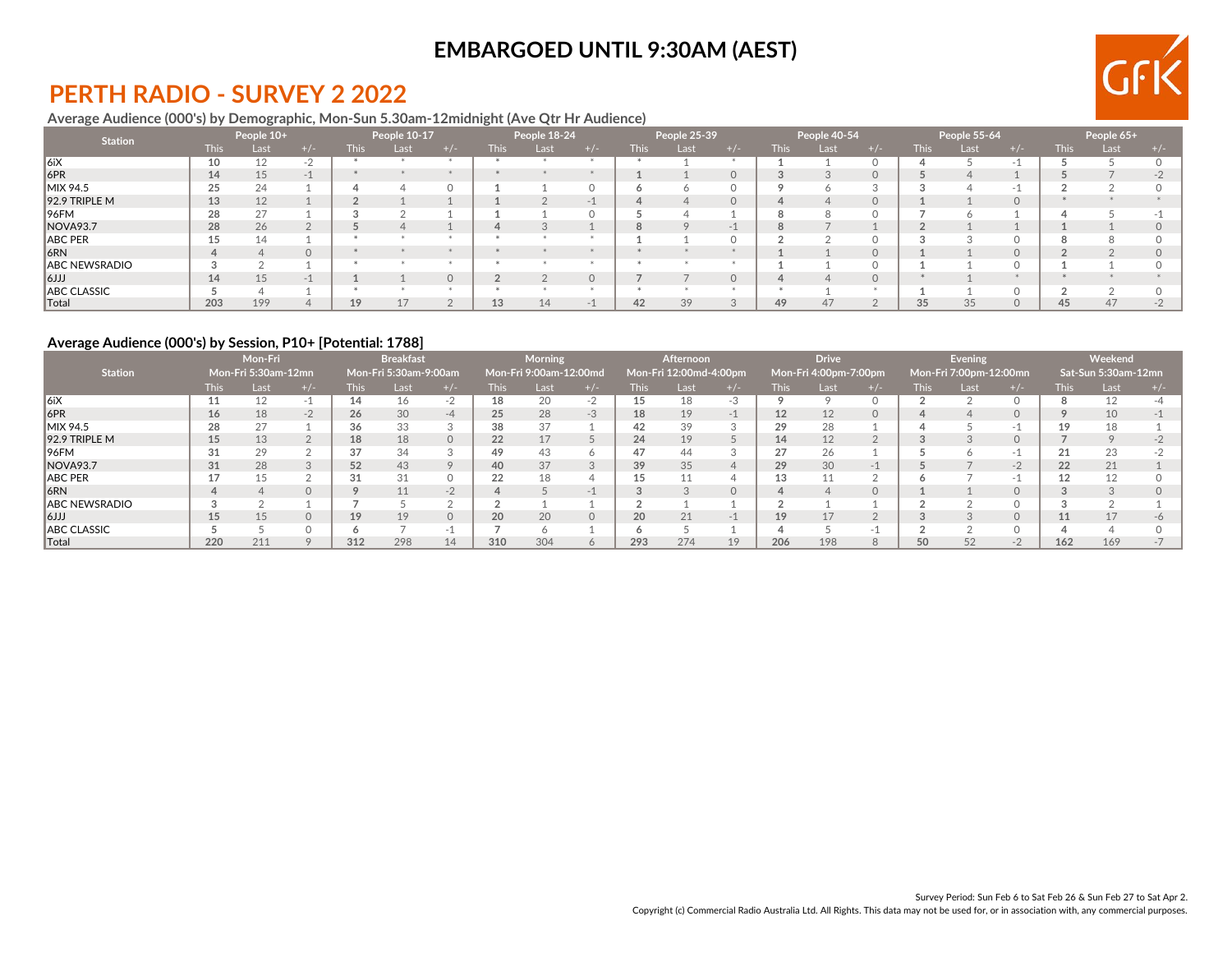# EMBARGOED UNTIL 9:30AM (AEST)

## PERTH RADIO - SURVEY 2 2022

### Average Audience (000's) by Demographic, Mon-Sun 5.30am-12midnight (Ave Qtr Hr Audience)

| Station | People 10+ | | | People 10-17 | | | People 18-24 | | | People 25-39 | | | People 40-54 | | | People 55-64 | | | People 65+ | | |
|---|---|---|---|---|---|---|---|---|---|---|---|---|---|---|---|---|---|---|---|---|---|
| | This | Last | +/- | This | Last | +/- | This | Last | +/- | This | Last | +/- | This | Last | +/- | This | Last | +/- | This | Last | +/- |
| 6iX | 10 | 12 | -2 | * | * | * | * | * | * | * | 1 | * | 1 | 1 | 0 | 4 | 5 | -1 | 5 | 5 | 0 |
| 6PR | 14 | 15 | -1 | * | * | * | * | * | * | 1 | 1 | 0 | 3 | 3 | 0 | 5 | 4 | 1 | 5 | 7 | -2 |
| MIX 94.5 | 25 | 24 | 1 | 4 | 4 | 0 | 1 | 1 | 0 | 6 | 6 | 0 | 9 | 6 | 3 | 3 | 4 | -1 | 2 | 2 | 0 |
| 92.9 TRIPLE M | 13 | 12 | 1 | 2 | 1 | 1 | 1 | 2 | -1 | 4 | 4 | 0 | 4 | 4 | 0 | 1 | 1 | 0 | * | * | * |
| 96FM | 28 | 27 | 1 | 3 | 2 | 1 | 1 | 1 | 0 | 5 | 4 | 1 | 8 | 8 | 0 | 7 | 6 | 1 | 4 | 5 | -1 |
| NOVA93.7 | 28 | 26 | 2 | 5 | 4 | 1 | 4 | 3 | 1 | 8 | 9 | -1 | 8 | 7 | 1 | 2 | 1 | 1 | 1 | 1 | 0 |
| ABC PER | 15 | 14 | 1 | * | * | * | * | * | * | 1 | 1 | 0 | 2 | 2 | 0 | 3 | 3 | 0 | 8 | 8 | 0 |
| 6RN | 4 | 4 | 0 | * | * | * | * | * | * | * | * | * | 1 | 1 | 0 | 1 | 1 | 0 | 2 | 2 | 0 |
| ABC NEWSRADIO | 3 | 2 | 1 | * | * | * | * | * | * | * | * | * | 1 | 1 | 0 | 1 | 1 | 0 | 1 | 1 | 0 |
| 6JJJ | 14 | 15 | -1 | 1 | 1 | 0 | 2 | 2 | 0 | 7 | 7 | 0 | 4 | 4 | 0 | * | 1 | * | * | * | * |
| ABC CLASSIC | 5 | 4 | 1 | * | * | * | * | * | * | * | * | * | * | 1 | * | 1 | 1 | 0 | 2 | 2 | 0 |
| Total | 203 | 199 | 4 | 19 | 17 | 2 | 13 | 14 | -1 | 42 | 39 | 3 | 49 | 47 | 2 | 35 | 35 | 0 | 45 | 47 | -2 |

### Average Audience (000's) by Session, P10+ [Potential: 1788]

| Station | Mon-Fri Mon-Fri 5:30am-12mn | | | Breakfast Mon-Fri 5:30am-9:00am | | | Morning Mon-Fri 9:00am-12:00md | | | Afternoon Mon-Fri 12:00md-4:00pm | | | Drive Mon-Fri 4:00pm-7:00pm | | | Evening Mon-Fri 7:00pm-12:00mn | | | Weekend Sat-Sun 5:30am-12mn | | |
|---|---|---|---|---|---|---|---|---|---|---|---|---|---|---|---|---|---|---|---|---|---|
| | This | Last | +/- | This | Last | +/- | This | Last | +/- | This | Last | +/- | This | Last | +/- | This | Last | +/- | This | Last | +/- |
| 6iX | 11 | 12 | -1 | 14 | 16 | -2 | 18 | 20 | -2 | 15 | 18 | -3 | 9 | 9 | 0 | 2 | 2 | 0 | 8 | 12 | -4 |
| 6PR | 16 | 18 | -2 | 26 | 30 | -4 | 25 | 28 | -3 | 18 | 19 | -1 | 12 | 12 | 0 | 4 | 4 | 0 | 9 | 10 | -1 |
| MIX 94.5 | 28 | 27 | 1 | 36 | 33 | 3 | 38 | 37 | 1 | 42 | 39 | 3 | 29 | 28 | 1 | 4 | 5 | -1 | 19 | 18 | 1 |
| 92.9 TRIPLE M | 15 | 13 | 2 | 18 | 18 | 0 | 22 | 17 | 5 | 24 | 19 | 5 | 14 | 12 | 2 | 3 | 3 | 0 | 7 | 9 | -2 |
| 96FM | 31 | 29 | 2 | 37 | 34 | 3 | 49 | 43 | 6 | 47 | 44 | 3 | 27 | 26 | 1 | 5 | 6 | -1 | 21 | 23 | -2 |
| NOVA93.7 | 31 | 28 | 3 | 52 | 43 | 9 | 40 | 37 | 3 | 39 | 35 | 4 | 29 | 30 | -1 | 5 | 7 | -2 | 22 | 21 | 1 |
| ABC PER | 17 | 15 | 2 | 31 | 31 | 0 | 22 | 18 | 4 | 15 | 11 | 4 | 13 | 11 | 2 | 6 | 7 | -1 | 12 | 12 | 0 |
| 6RN | 4 | 4 | 0 | 9 | 11 | -2 | 4 | 5 | -1 | 3 | 3 | 0 | 4 | 4 | 0 | 1 | 1 | 0 | 3 | 3 | 0 |
| ABC NEWSRADIO | 3 | 2 | 1 | 7 | 5 | 2 | 2 | 1 | 1 | 2 | 1 | 1 | 2 | 1 | 1 | 2 | 2 | 0 | 3 | 2 | 1 |
| 6JJJ | 15 | 15 | 0 | 19 | 19 | 0 | 20 | 20 | 0 | 20 | 21 | -1 | 19 | 17 | 2 | 3 | 3 | 0 | 11 | 17 | -6 |
| ABC CLASSIC | 5 | 5 | 0 | 6 | 7 | -1 | 7 | 6 | 1 | 6 | 5 | 1 | 4 | 5 | -1 | 2 | 2 | 0 | 4 | 4 | 0 |
| Total | 220 | 211 | 9 | 312 | 298 | 14 | 310 | 304 | 6 | 293 | 274 | 19 | 206 | 198 | 8 | 50 | 52 | -2 | 162 | 169 | -7 |

Survey Period: Sun Feb 6 to Sat Feb 26 & Sun Feb 27 to Sat Apr 2.

Copyright (c) Commercial Radio Australia Ltd. All Rights. This data may not be used for, or in association with, any commercial purposes.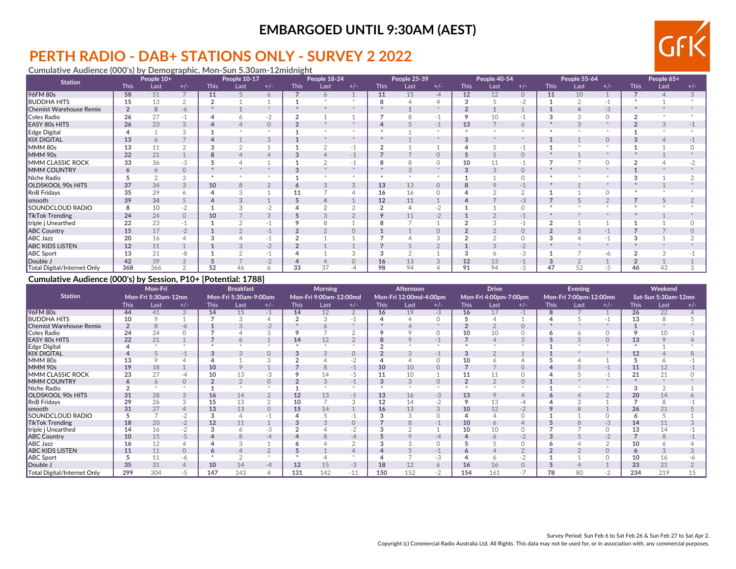**EMBARGOED UNTIL 9:30AM (AEST)**

# PERTH RADIO - DAB+ STATIONS ONLY - SURVEY 2 2022

GfK

**Cumulative Audience (000's) by Demographic, Mon-Sun 5.30am-12midnight**

| Station | People 10+ | | | People 10-17 | | | People 18-24 | | | People 25-39 | | | People 40-54 | | | People 55-64 | | | People 65+ | | |
|---|---|---|---|---|---|---|---|---|---|---|---|---|---|---|---|---|---|---|---|---|---|
| | This | Last | +/- | This | Last | +/- | This | Last | +/- | This | Last | +/- | This | Last | +/- | This | Last | +/- | This | Last | +/- |
| 96FM 80s | 58 | 51 | 7 | 11 | 5 | 6 | 7 | 6 | 1 | 11 | 15 | -4 | 12 | 12 | 0 | 11 | 10 | 1 | 7 | 4 | 3 |
| BUDDHA HITS | 15 | 13 | 2 | 2 | 1 | 1 | 1 | * | * | 8 | 4 | 4 | 3 | 5 | -2 | 1 | 2 | -1 | * | 1 | * |
| Chemist Warehouse Remix | 2 | 8 | -6 | * | 1 | * | * | * | * | * | 1 | * | 2 | 1 | 1 | 1 | 4 | -3 | * | * | * |
| Coles Radio | 26 | 27 | -1 | 4 | 6 | -2 | 2 | 1 | 1 | 7 | 8 | -1 | 9 | 10 | -1 | 3 | 3 | 0 | 2 | * | * |
| EASY 80s HITS | 26 | 23 | 3 | 4 | 4 | 0 | 2 | * | * | 4 | 5 | -1 | 13 | 7 | 6 | * | 3 | * | 2 | 3 | -1 |
| Edge Digital | 4 | 1 | 3 | 1 | * | * | 1 | * | * | * | 1 | * | * | * | * | * | * | * | 1 | * | * |
| KIX DIGITAL | 13 | 6 | 7 | 4 | 1 | 3 | 1 | * | * | * | 1 | * | 3 | * | * | 1 | 1 | 0 | 3 | 4 | -1 |
| MMM 80s | 13 | 11 | 2 | 3 | 2 | 1 | 1 | 2 | -1 | 2 | 1 | 1 | 4 | 5 | -1 | 1 | * | * | 1 | 1 | 0 |
| MMM 90s | 22 | 21 | 1 | 8 | 4 | 4 | 3 | 4 | -1 | 7 | 7 | 0 | 5 | 5 | 0 | * | 1 | * | * | 1 | * |
| MMM CLASSIC ROCK | 33 | 36 | -3 | 5 | 4 | 1 | 1 | 2 | -1 | 8 | 8 | 0 | 10 | 11 | -1 | 7 | 7 | 0 | 2 | 4 | -2 |
| MMM COUNTRY | 6 | 6 | 0 | * | * | * | 3 | * | * | * | 3 | * | 3 | 3 | 0 | * | * | * | 1 | * | * |
| Niche Radio | 5 | 2 | 3 | * | * | * | 1 | * | * | * | * | * | 1 | 1 | 0 | * | * | * | 3 | 1 | 2 |
| OLDSKOOL 90s HITS | 37 | 34 | 3 | 10 | 8 | 2 | 6 | 3 | 3 | 13 | 13 | 0 | 8 | 9 | -1 | * | 1 | * | * | 1 | * |
| RnB Fridays | 35 | 29 | 6 | 4 | 3 | 1 | 11 | 7 | 4 | 16 | 16 | 0 | 4 | 2 | 2 | 1 | 1 | 0 | * | * | * |
| smooth | 39 | 34 | 5 | 4 | 3 | 1 | 5 | 4 | 1 | 12 | 11 | 1 | 4 | 7 | -3 | 7 | 5 | 2 | 7 | 5 | 2 |
| SOUNDCLOUD RADIO | 8 | 10 | -2 | 1 | 3 | -2 | 4 | 2 | 2 | 2 | 4 | -2 | 1 | 1 | 0 | * | * | * | * | * | * |
| TikTok Trending | 24 | 24 | 0 | 10 | 7 | 3 | 5 | 3 | 2 | 9 | 11 | -2 | 1 | 2 | -1 | * | * | * | * | 1 | * |
| triple j Unearthed | 22 | 23 | -1 | 1 | 2 | -1 | 9 | 8 | 1 | 8 | 7 | 1 | 2 | 3 | -1 | 2 | 1 | 1 | 1 | 1 | 0 |
| ABC Country | 15 | 17 | -2 | 1 | 2 | -1 | 2 | 2 | 0 | 1 | 1 | 0 | 2 | 2 | 0 | 2 | 3 | -1 | 7 | 7 | 0 |
| ABC Jazz | 20 | 16 | 4 | 3 | 4 | -1 | 2 | 1 | 1 | 7 | 4 | 3 | 2 | 2 | 0 | 3 | 4 | -1 | 3 | 1 | 2 |
| ABC KIDS LISTEN | 12 | 11 | 1 | 1 | 3 | -2 | 2 | 1 | 1 | 7 | 5 | 2 | 1 | 3 | -2 | * | * | * | * | * | * |
| ABC Sport | 13 | 21 | -8 | 1 | 2 | -1 | 4 | 1 | 3 | 3 | 2 | 1 | 3 | 6 | -3 | 1 | 7 | -6 | 2 | 3 | -1 |
| Double J | 42 | 39 | 3 | 5 | 7 | -2 | 4 | 4 | 0 | 16 | 13 | 3 | 12 | 13 | -1 | 3 | 2 | 1 | 2 | 1 | 1 |
| Total Digital/Internet Only | 368 | 366 | 2 | 52 | 46 | 6 | 33 | 37 | -4 | 98 | 94 | 4 | 91 | 94 | -3 | 47 | 52 | -5 | 46 | 43 | 3 |

**Cumulative Audience (000's) by Session, P10+ [Potential: 1788]**

| Station | Mon-Fri Mon-Fri 5:30am-12mn | | | Breakfast Mon-Fri 5:30am-9:00am | | | Morning Mon-Fri 9:00am-12:00md | | | Afternoon Mon-Fri 12:00md-4:00pm | | | Drive Mon-Fri 4:00pm-7:00pm | | | Evening Mon-Fri 7:00pm-12:00mn | | | Weekend Sat-Sun 5:30am-12mn | | |
|---|---|---|---|---|---|---|---|---|---|---|---|---|---|---|---|---|---|---|---|---|---|
| | This | Last | +/- | This | Last | +/- | This | Last | +/- | This | Last | +/- | This | Last | +/- | This | Last | +/- | This | Last | +/- |
| 96FM 80s | 44 | 41 | 3 | 14 | 15 | -1 | 14 | 12 | 2 | 16 | 19 | -3 | 16 | 17 | -1 | 8 | 7 | 1 | 26 | 22 | 4 |
| BUDDHA HITS | 10 | 9 | 1 | 7 | 3 | 4 | 2 | 3 | -1 | 4 | 4 | 0 | 5 | 4 | 1 | 4 | 5 | -1 | 13 | 8 | 5 |
| Chemist Warehouse Remix | 2 | 8 | -6 | 1 | 3 | -2 | * | 6 | * | * | 4 | * | 2 | 2 | 0 | * | * | * | 1 | * | * |
| Coles Radio | 24 | 24 | 0 | 7 | 4 | 3 | 9 | 7 | 2 | 9 | 9 | 0 | 10 | 10 | 0 | 6 | 6 | 0 | 9 | 10 | -1 |
| EASY 80s HITS | 22 | 21 | 1 | 7 | 6 | 1 | 14 | 12 | 2 | 8 | 9 | -1 | 7 | 4 | 3 | 5 | 5 | 0 | 13 | 9 | 4 |
| Edge Digital | 4 | * | * | * | * | * | * | * | * | 2 | * | * | * | * | * | 1 | * | * | * | 1 | * |
| KIX DIGITAL | 4 | 5 | -1 | 3 | 3 | 0 | 3 | 3 | 0 | 2 | 3 | -1 | 3 | 2 | 1 | 1 | * | * | 12 | 4 | 8 |
| MMM 80s | 13 | 9 | 4 | 4 | 1 | 3 | 2 | 4 | -2 | 4 | 4 | 0 | 10 | 6 | 4 | 5 | 4 | 1 | 5 | 6 | -1 |
| MMM 90s | 19 | 18 | 1 | 10 | 9 | 1 | 7 | 8 | -1 | 10 | 10 | 0 | 7 | 7 | 0 | 4 | 5 | -1 | 11 | 12 | -1 |
| MMM CLASSIC ROCK | 23 | 27 | -4 | 10 | 13 | -3 | 9 | 14 | -5 | 11 | 10 | 1 | 11 | 11 | 0 | 4 | 5 | -1 | 21 | 21 | 0 |
| MMM COUNTRY | 6 | 6 | 0 | 2 | 2 | 0 | 2 | 3 | -1 | 3 | 3 | 0 | 2 | 2 | 0 | 1 | * | * | * | * | * |
| Niche Radio | 2 | * | * | 1 | * | * | 1 | * | * | * | * | * | * | * | * | 1 | * | * | 3 | 2 | 1 |
| OLDSKOOL 90s HITS | 31 | 28 | 3 | 16 | 14 | 2 | 12 | 13 | -1 | 13 | 16 | -3 | 13 | 9 | 4 | 6 | 4 | 2 | 20 | 14 | 6 |
| RnB Fridays | 29 | 26 | 3 | 15 | 13 | 2 | 10 | 7 | 3 | 12 | 14 | -2 | 9 | 13 | -4 | 4 | 3 | 1 | 7 | 8 | -1 |
| smooth | 31 | 27 | 4 | 13 | 13 | 0 | 15 | 14 | 1 | 16 | 13 | 3 | 10 | 12 | -2 | 9 | 8 | 1 | 26 | 21 | 5 |
| SOUNDCLOUD RADIO | 5 | 7 | -2 | 3 | 4 | -1 | 4 | 5 | -1 | 3 | 3 | 0 | 4 | 4 | 0 | 1 | 1 | 0 | 6 | 5 | 1 |
| TikTok Trending | 18 | 20 | -2 | 12 | 11 | 1 | 3 | 3 | 0 | 7 | 8 | -1 | 10 | 6 | 4 | 5 | 8 | -3 | 14 | 11 | 3 |
| triple j Unearthed | 14 | 16 | -2 | 3 | 6 | -3 | 2 | 4 | -2 | 3 | 2 | 1 | 10 | 10 | 0 | 7 | 7 | 0 | 13 | 14 | -1 |
| ABC Country | 10 | 15 | -5 | 4 | 8 | -4 | 4 | 8 | -4 | 5 | 9 | -4 | 4 | 6 | -2 | 3 | 5 | -2 | 7 | 8 | -1 |
| ABC Jazz | 16 | 12 | 4 | 4 | 3 | 1 | 6 | 4 | 2 | 3 | 3 | 0 | 5 | 5 | 0 | 6 | 4 | 2 | 10 | 6 | 4 |
| ABC KIDS LISTEN | 11 | 11 | 0 | 6 | 4 | 2 | 5 | 1 | 4 | 4 | 5 | -1 | 6 | 4 | 2 | 2 | 2 | 0 | 6 | 3 | 3 |
| ABC Sport | 5 | 11 | -6 | * | 2 | * | * | 4 | * | 4 | 7 | -3 | 4 | 6 | -2 | 1 | 1 | 0 | 10 | 16 | -6 |
| Double J | 35 | 31 | 4 | 10 | 14 | -4 | 12 | 15 | -3 | 18 | 12 | 6 | 16 | 16 | 0 | 5 | 4 | 1 | 23 | 21 | 2 |
| Total Digital/Internet Only | 299 | 304 | -5 | 147 | 143 | 4 | 131 | 142 | -11 | 150 | 152 | -2 | 154 | 161 | -7 | 78 | 80 | -2 | 234 | 219 | 15 |

Survey Period: Sun Feb 6 to Sat Feb 26 & Sun Feb 27 to Sat Apr 2.

Copyright (c) Commercial Radio Australia Ltd. All Rights. This data may not be used for, or in association with, any commercial purposes.